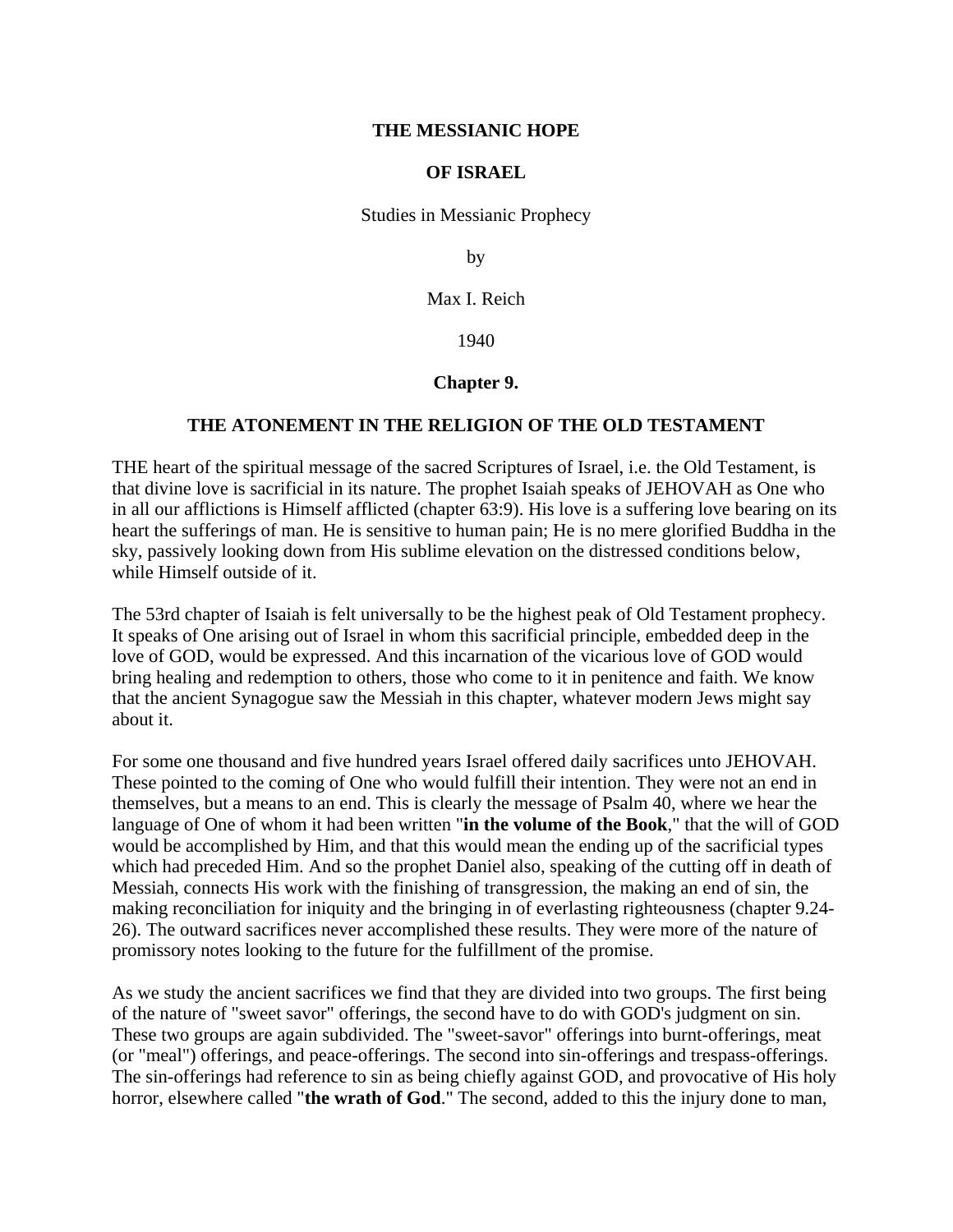# THE MESSIANIC HOPE

# OF ISRAEL

Studies in Messianic Prophecy

by

Max I. Reich

1940

## Chapter 9.

## THE ATONEMENT IN THE RELIGION OF THE OLD TESTAMENT

THE heart of the spiritual message of the sacred Scriptures of Israel, i.e. the Old Testament, is that divine love is sacrificial in its nature. The prophet Isaiah speaks of JEHOVAH as One who in all our afflictions is Himself afflicted (chapter 63:9). His love is a suffering love bearing on its heart the sufferings of man. He is sensitive to human pain; He is no mere glorified Buddha in the sky, passively looking down from His sublime elevation on the distressed conditions below, while Himself outside of it.

The 53rd chapter of Isaiah is felt universally to be the highest peak of Old Testament prophecy. It speaks of One arising out of Israel in whom this sacrificial principle, embedded deep in the love of GOD, would be expressed. And this incarnation of the vicarious love of GOD would bring healing and redemption to others, those who come to it in penitence and faith. We know that the ancient Synagogue saw the Messiah in this chapter, whatever modern Jews might say about it.

For some one thousand and five hundred years Israel offered daily sacrifices unto JEHOVAH. These pointed to the coming of One who would fulfill their intention. They were not an end in themselves, but a means to an end. This is clearly the message of Psalm 40, where we hear the language of One of whom it had been written "**in the volume of the Book**," that the will of GOD would be accomplished by Him, and that this would mean the ending up of the sacrificial types which had preceded Him. And so the prophet Daniel also, speaking of the cutting off in death of Messiah, connects His work with the finishing of transgression, the making an end of sin, the making reconciliation for iniquity and the bringing in of everlasting righteousness (chapter 9.24-26). The outward sacrifices never accomplished these results. They were more of the nature of promissory notes looking to the future for the fulfillment of the promise.

As we study the ancient sacrifices we find that they are divided into two groups. The first being of the nature of "sweet savor" offerings, the second have to do with GOD's judgment on sin. These two groups are again subdivided. The "sweet-savor" offerings into burnt-offerings, meat (or "meal") offerings, and peace-offerings. The second into sin-offerings and trespass-offerings. The sin-offerings had reference to sin as being chiefly against GOD, and provocative of His holy horror, elsewhere called "**the wrath of God**." The second, added to this the injury done to man,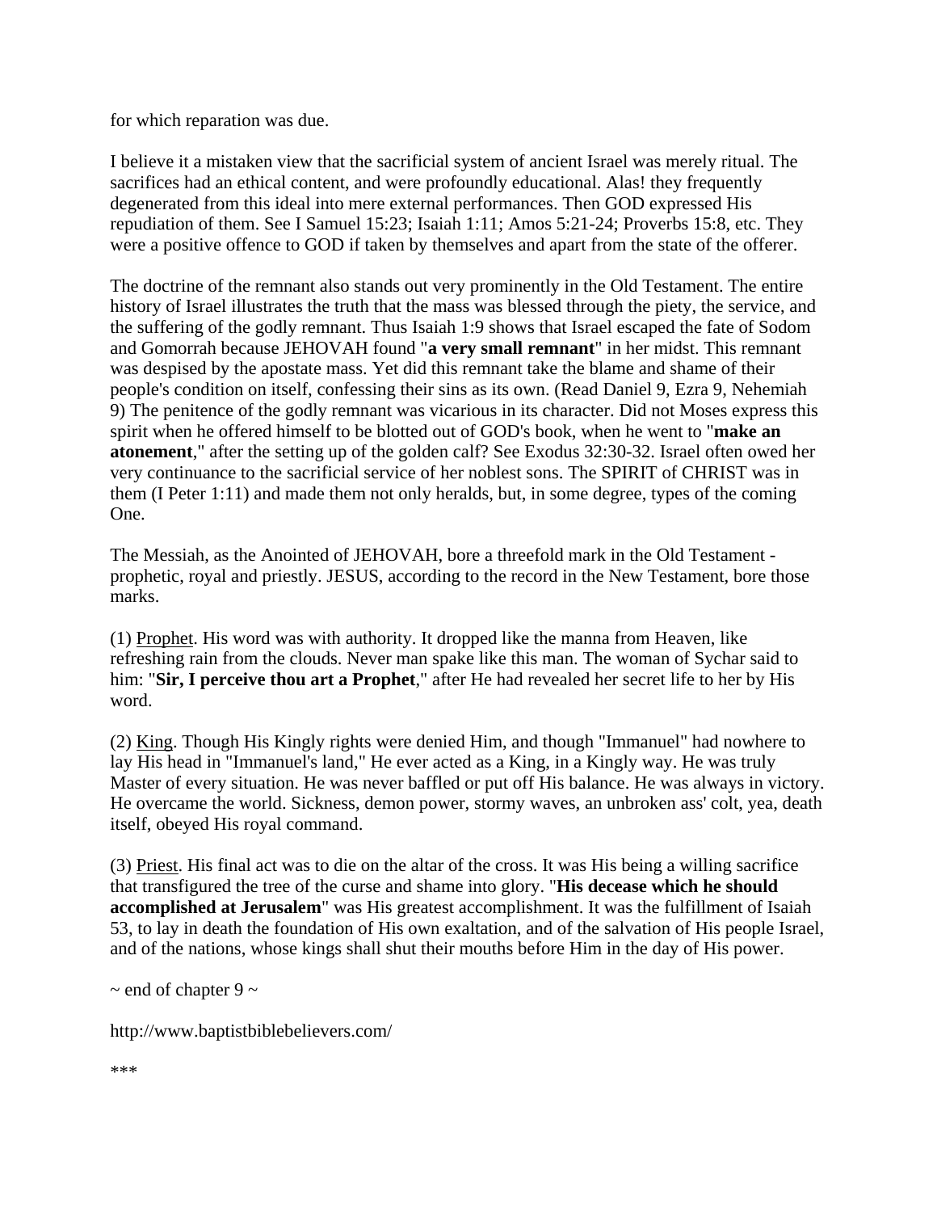for which reparation was due.

I believe it a mistaken view that the sacrificial system of ancient Israel was merely ritual. The sacrifices had an ethical content, and were profoundly educational. Alas! they frequently degenerated from this ideal into mere external performances. Then GOD expressed His repudiation of them. See I Samuel 15:23; Isaiah 1:11; Amos 5:21-24; Proverbs 15:8, etc. They were a positive offence to GOD if taken by themselves and apart from the state of the offerer.

The doctrine of the remnant also stands out very prominently in the Old Testament. The entire history of Israel illustrates the truth that the mass was blessed through the piety, the service, and the suffering of the godly remnant. Thus Isaiah 1:9 shows that Israel escaped the fate of Sodom and Gomorrah because JEHOVAH found "**a very small remnant**" in her midst. This remnant was despised by the apostate mass. Yet did this remnant take the blame and shame of their people's condition on itself, confessing their sins as its own. (Read Daniel 9, Ezra 9, Nehemiah 9) The penitence of the godly remnant was vicarious in its character. Did not Moses express this spirit when he offered himself to be blotted out of GOD's book, when he went to "**make an atonement**," after the setting up of the golden calf? See Exodus 32:30-32. Israel often owed her very continuance to the sacrificial service of her noblest sons. The SPIRIT of CHRIST was in them (I Peter 1:11) and made them not only heralds, but, in some degree, types of the coming One.

The Messiah, as the Anointed of JEHOVAH, bore a threefold mark in the Old Testament - prophetic, royal and priestly. JESUS, according to the record in the New Testament, bore those marks.

(1) Prophet. His word was with authority. It dropped like the manna from Heaven, like refreshing rain from the clouds. Never man spake like this man. The woman of Sychar said to him: "**Sir, I perceive thou art a Prophet**," after He had revealed her secret life to her by His word.

(2) King. Though His Kingly rights were denied Him, and though "Immanuel" had nowhere to lay His head in "Immanuel's land," He ever acted as a King, in a Kingly way. He was truly Master of every situation. He was never baffled or put off His balance. He was always in victory. He overcame the world. Sickness, demon power, stormy waves, an unbroken ass' colt, yea, death itself, obeyed His royal command.

(3) Priest. His final act was to die on the altar of the cross. It was His being a willing sacrifice that transfigured the tree of the curse and shame into glory. "**His decease which he should accomplished at Jerusalem**" was His greatest accomplishment. It was the fulfillment of Isaiah 53, to lay in death the foundation of His own exaltation, and of the salvation of His people Israel, and of the nations, whose kings shall shut their mouths before Him in the day of His power.

~ end of chapter 9 ~

http://www.baptistbiblebelievers.com/

***